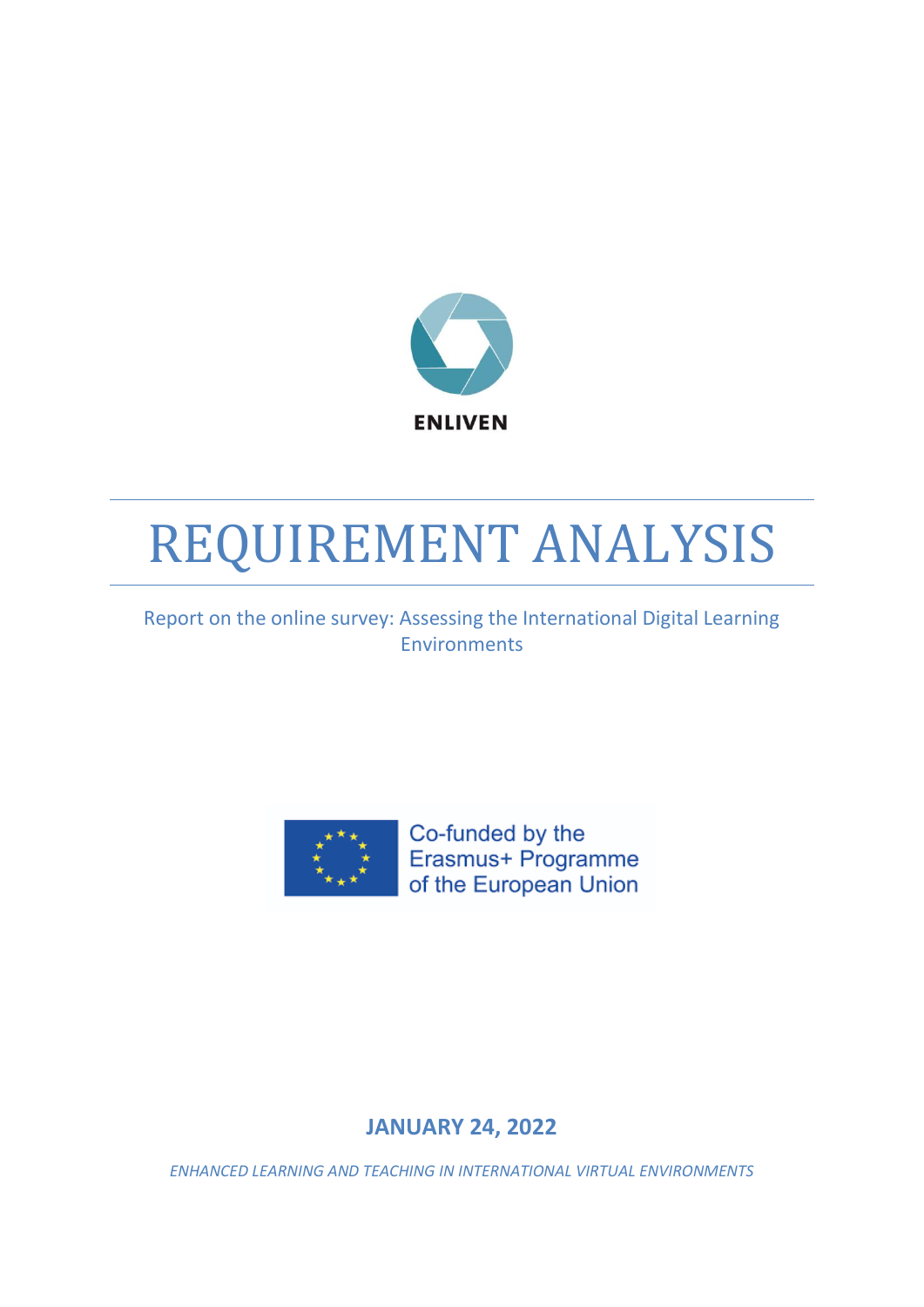ENLIVEN

# REQUIREMENT ANALYSIS

Report on the online survey: Assessing the International Digital Learning Environments

Co-funded by the Erasmus+ Programme of the European Union

**JANUARY 24, 2022**

*ENHANCED LEARNING AND TEACHING IN INTERNATIONAL VIRTUAL ENVIRONMENTS*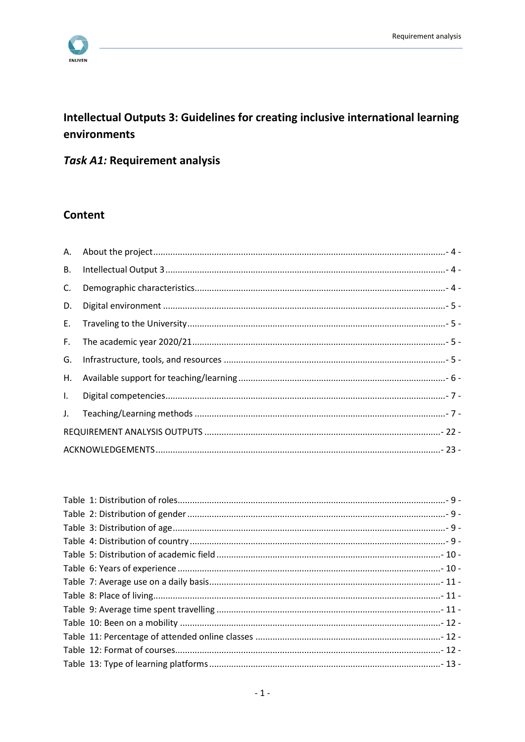# Intellectual Outputs 3: Guidelines for creating inclusive international learning environments

## *Task A1:* Requirement analysis

## Content

A. About the project ........................................................................................................ - 4 -

B. Intellectual Output 3 ..................................................................................................... - 4 -

C. Demographic characteristics ........................................................................................ - 4 -

D. Digital environment ...................................................................................................... - 5 -

E. Traveling to the University ............................................................................................ - 5 -

F. The academic year 2020/21 .......................................................................................... - 5 -

G. Infrastructure, tools, and resources ............................................................................. - 5 -

H. Available support for teaching/learning ....................................................................... - 6 -

I. Digital competencies ...................................................................................................... - 7 -

J. Teaching/Learning methods .......................................................................................... - 7 -

REQUIREMENT ANALYSIS OUTPUTS ................................................................................... - 22 -

ACKNOWLEDGEMENTS ....................................................................................................... - 23 -

Table 1: Distribution of roles ............................................................................................. - 9 -

Table 2: Distribution of gender .......................................................................................... - 9 -

Table 3: Distribution of age ............................................................................................... - 9 -

Table 4: Distribution of country ......................................................................................... - 9 -

Table 5: Distribution of academic field ............................................................................ - 10 -

Table 6: Years of experience ........................................................................................... - 10 -

Table 7: Average use on a daily basis .............................................................................. - 11 -

Table 8: Place of living ..................................................................................................... - 11 -

Table 9: Average time spent travelling ............................................................................ - 11 -

Table 10: Been on a mobility ........................................................................................... - 12 -

Table 11: Percentage of attended online classes ............................................................ - 12 -

Table 12: Format of courses ............................................................................................ - 12 -

Table 13: Type of learning platforms ............................................................................... - 13 -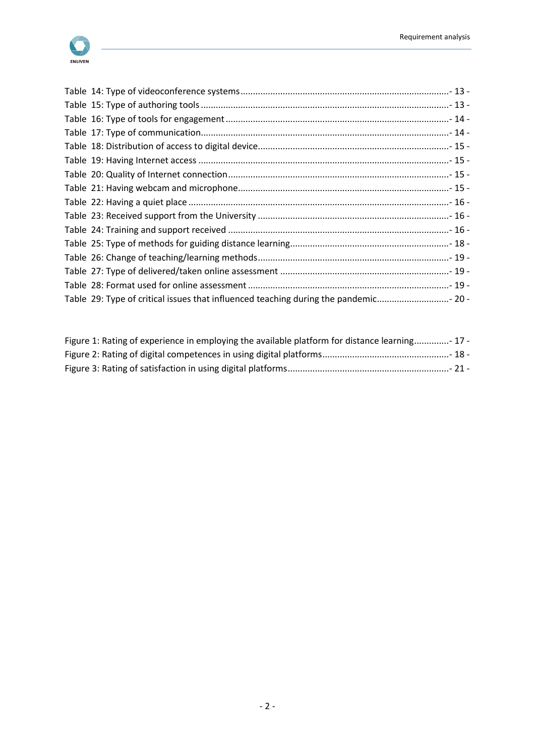Table 14: Type of videoconference systems - 13 -
Table 15: Type of authoring tools - 13 -
Table 16: Type of tools for engagement - 14 -
Table 17: Type of communication - 14 -
Table 18: Distribution of access to digital device - 15 -
Table 19: Having Internet access - 15 -
Table 20: Quality of Internet connection - 15 -
Table 21: Having webcam and microphone - 15 -
Table 22: Having a quiet place - 16 -
Table 23: Received support from the University - 16 -
Table 24: Training and support received - 16 -
Table 25: Type of methods for guiding distance learning - 18 -
Table 26: Change of teaching/learning methods - 19 -
Table 27: Type of delivered/taken online assessment - 19 -
Table 28: Format used for online assessment - 19 -
Table 29: Type of critical issues that influenced teaching during the pandemic - 20 -

Figure 1: Rating of experience in employing the available platform for distance learning - 17 -
Figure 2: Rating of digital competences in using digital platforms - 18 -
Figure 3: Rating of satisfaction in using digital platforms - 21 -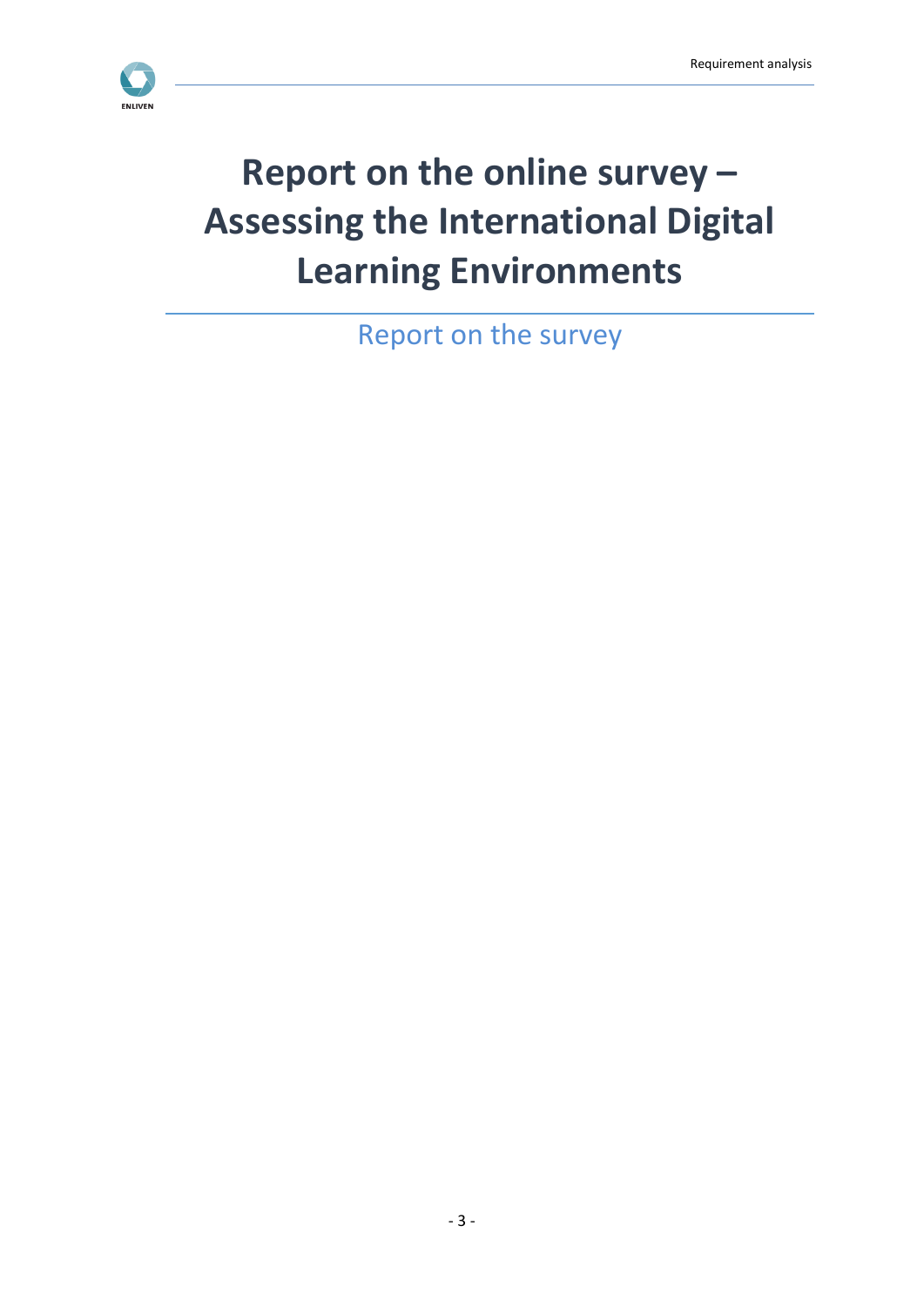# Report on the online survey – Assessing the International Digital Learning Environments

Report on the survey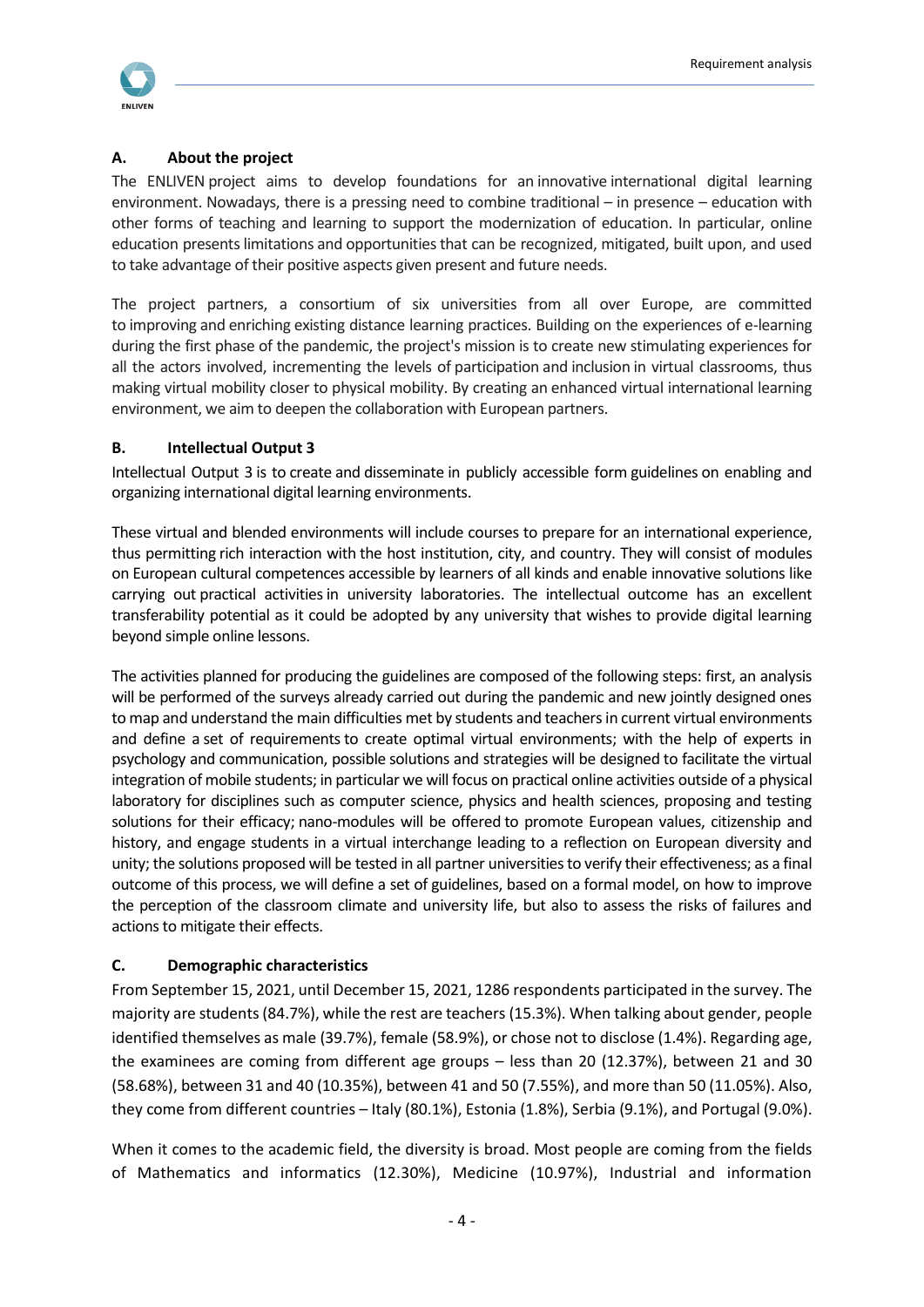## A. About the project

The ENLIVEN project aims to develop foundations for an innovative international digital learning environment. Nowadays, there is a pressing need to combine traditional – in presence – education with other forms of teaching and learning to support the modernization of education. In particular, online education presents limitations and opportunities that can be recognized, mitigated, built upon, and used to take advantage of their positive aspects given present and future needs.

The project partners, a consortium of six universities from all over Europe, are committed to improving and enriching existing distance learning practices. Building on the experiences of e-learning during the first phase of the pandemic, the project's mission is to create new stimulating experiences for all the actors involved, incrementing the levels of participation and inclusion in virtual classrooms, thus making virtual mobility closer to physical mobility. By creating an enhanced virtual international learning environment, we aim to deepen the collaboration with European partners.

## B. Intellectual Output 3

Intellectual Output 3 is to create and disseminate in publicly accessible form guidelines on enabling and organizing international digital learning environments.

These virtual and blended environments will include courses to prepare for an international experience, thus permitting rich interaction with the host institution, city, and country. They will consist of modules on European cultural competences accessible by learners of all kinds and enable innovative solutions like carrying out practical activities in university laboratories. The intellectual outcome has an excellent transferability potential as it could be adopted by any university that wishes to provide digital learning beyond simple online lessons.

The activities planned for producing the guidelines are composed of the following steps: first, an analysis will be performed of the surveys already carried out during the pandemic and new jointly designed ones to map and understand the main difficulties met by students and teachers in current virtual environments and define a set of requirements to create optimal virtual environments; with the help of experts in psychology and communication, possible solutions and strategies will be designed to facilitate the virtual integration of mobile students; in particular we will focus on practical online activities outside of a physical laboratory for disciplines such as computer science, physics and health sciences, proposing and testing solutions for their efficacy; nano-modules will be offered to promote European values, citizenship and history, and engage students in a virtual interchange leading to a reflection on European diversity and unity; the solutions proposed will be tested in all partner universities to verify their effectiveness; as a final outcome of this process, we will define a set of guidelines, based on a formal model, on how to improve the perception of the classroom climate and university life, but also to assess the risks of failures and actions to mitigate their effects.

## C. Demographic characteristics

From September 15, 2021, until December 15, 2021, 1286 respondents participated in the survey. The majority are students (84.7%), while the rest are teachers (15.3%). When talking about gender, people identified themselves as male (39.7%), female (58.9%), or chose not to disclose (1.4%). Regarding age, the examinees are coming from different age groups – less than 20 (12.37%), between 21 and 30 (58.68%), between 31 and 40 (10.35%), between 41 and 50 (7.55%), and more than 50 (11.05%). Also, they come from different countries – Italy (80.1%), Estonia (1.8%), Serbia (9.1%), and Portugal (9.0%).

When it comes to the academic field, the diversity is broad. Most people are coming from the fields of Mathematics and informatics (12.30%), Medicine (10.97%), Industrial and information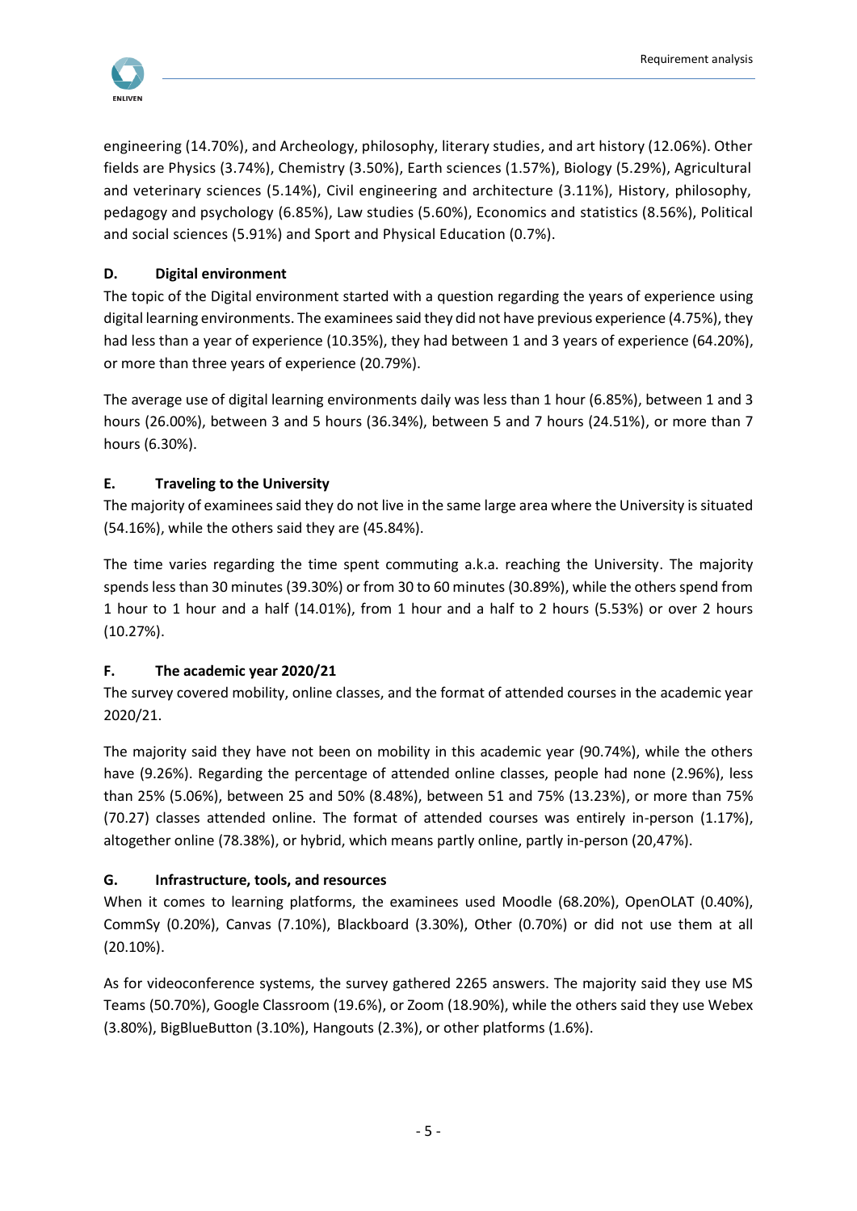engineering (14.70%), and Archeology, philosophy, literary studies, and art history (12.06%). Other fields are Physics (3.74%), Chemistry (3.50%), Earth sciences (1.57%), Biology (5.29%), Agricultural and veterinary sciences (5.14%), Civil engineering and architecture (3.11%), History, philosophy, pedagogy and psychology (6.85%), Law studies (5.60%), Economics and statistics (8.56%), Political and social sciences (5.91%) and Sport and Physical Education (0.7%).

### D. Digital environment

The topic of the Digital environment started with a question regarding the years of experience using digital learning environments. The examinees said they did not have previous experience (4.75%), they had less than a year of experience (10.35%), they had between 1 and 3 years of experience (64.20%), or more than three years of experience (20.79%).

The average use of digital learning environments daily was less than 1 hour (6.85%), between 1 and 3 hours (26.00%), between 3 and 5 hours (36.34%), between 5 and 7 hours (24.51%), or more than 7 hours (6.30%).

### E. Traveling to the University

The majority of examinees said they do not live in the same large area where the University is situated (54.16%), while the others said they are (45.84%).

The time varies regarding the time spent commuting a.k.a. reaching the University. The majority spends less than 30 minutes (39.30%) or from 30 to 60 minutes (30.89%), while the others spend from 1 hour to 1 hour and a half (14.01%), from 1 hour and a half to 2 hours (5.53%) or over 2 hours (10.27%).

### F. The academic year 2020/21

The survey covered mobility, online classes, and the format of attended courses in the academic year 2020/21.

The majority said they have not been on mobility in this academic year (90.74%), while the others have (9.26%). Regarding the percentage of attended online classes, people had none (2.96%), less than 25% (5.06%), between 25 and 50% (8.48%), between 51 and 75% (13.23%), or more than 75% (70.27) classes attended online. The format of attended courses was entirely in-person (1.17%), altogether online (78.38%), or hybrid, which means partly online, partly in-person (20,47%).

### G. Infrastructure, tools, and resources

When it comes to learning platforms, the examinees used Moodle (68.20%), OpenOLAT (0.40%), CommSy (0.20%), Canvas (7.10%), Blackboard (3.30%), Other (0.70%) or did not use them at all (20.10%).

As for videoconference systems, the survey gathered 2265 answers. The majority said they use MS Teams (50.70%), Google Classroom (19.6%), or Zoom (18.90%), while the others said they use Webex (3.80%), BigBlueButton (3.10%), Hangouts (2.3%), or other platforms (1.6%).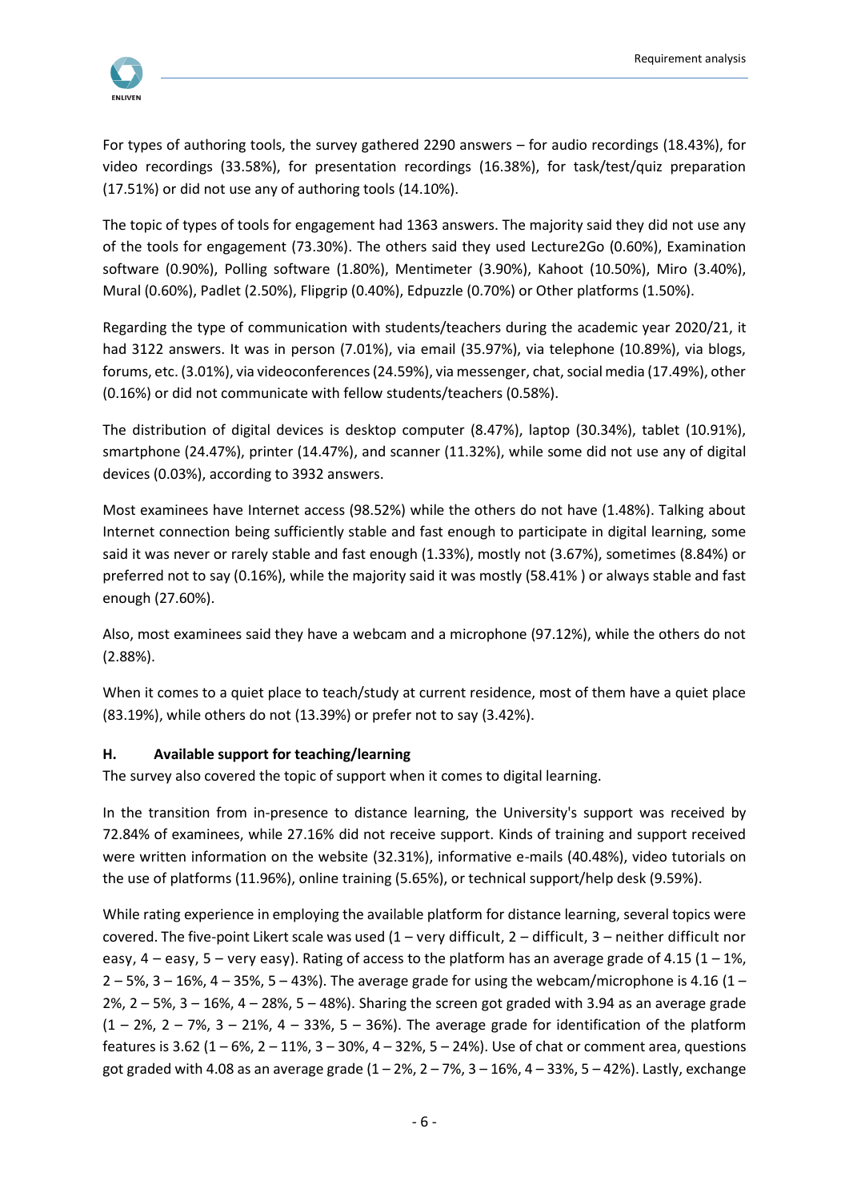For types of authoring tools, the survey gathered 2290 answers – for audio recordings (18.43%), for video recordings (33.58%), for presentation recordings (16.38%), for task/test/quiz preparation (17.51%) or did not use any of authoring tools (14.10%).

The topic of types of tools for engagement had 1363 answers. The majority said they did not use any of the tools for engagement (73.30%). The others said they used Lecture2Go (0.60%), Examination software (0.90%), Polling software (1.80%), Mentimeter (3.90%), Kahoot (10.50%), Miro (3.40%), Mural (0.60%), Padlet (2.50%), Flipgrip (0.40%), Edpuzzle (0.70%) or Other platforms (1.50%).

Regarding the type of communication with students/teachers during the academic year 2020/21, it had 3122 answers. It was in person (7.01%), via email (35.97%), via telephone (10.89%), via blogs, forums, etc. (3.01%), via videoconferences (24.59%), via messenger, chat, social media (17.49%), other (0.16%) or did not communicate with fellow students/teachers (0.58%).

The distribution of digital devices is desktop computer (8.47%), laptop (30.34%), tablet (10.91%), smartphone (24.47%), printer (14.47%), and scanner (11.32%), while some did not use any of digital devices (0.03%), according to 3932 answers.

Most examinees have Internet access (98.52%) while the others do not have (1.48%). Talking about Internet connection being sufficiently stable and fast enough to participate in digital learning, some said it was never or rarely stable and fast enough (1.33%), mostly not (3.67%), sometimes (8.84%) or preferred not to say (0.16%), while the majority said it was mostly (58.41% ) or always stable and fast enough (27.60%).

Also, most examinees said they have a webcam and a microphone (97.12%), while the others do not (2.88%).

When it comes to a quiet place to teach/study at current residence, most of them have a quiet place (83.19%), while others do not (13.39%) or prefer not to say (3.42%).

### H. Available support for teaching/learning

The survey also covered the topic of support when it comes to digital learning.

In the transition from in-presence to distance learning, the University's support was received by 72.84% of examinees, while 27.16% did not receive support. Kinds of training and support received were written information on the website (32.31%), informative e-mails (40.48%), video tutorials on the use of platforms (11.96%), online training (5.65%), or technical support/help desk (9.59%).

While rating experience in employing the available platform for distance learning, several topics were covered. The five-point Likert scale was used (1 – very difficult, 2 – difficult, 3 – neither difficult nor easy, 4 – easy, 5 – very easy). Rating of access to the platform has an average grade of 4.15 (1 – 1%, 2 – 5%, 3 – 16%, 4 – 35%, 5 – 43%). The average grade for using the webcam/microphone is 4.16 (1 – 2%, 2 – 5%, 3 – 16%, 4 – 28%, 5 – 48%). Sharing the screen got graded with 3.94 as an average grade (1 – 2%, 2 – 7%, 3 – 21%, 4 – 33%, 5 – 36%). The average grade for identification of the platform features is 3.62 (1 – 6%, 2 – 11%, 3 – 30%, 4 – 32%, 5 – 24%). Use of chat or comment area, questions got graded with 4.08 as an average grade (1 – 2%, 2 – 7%, 3 – 16%, 4 – 33%, 5 – 42%). Lastly, exchange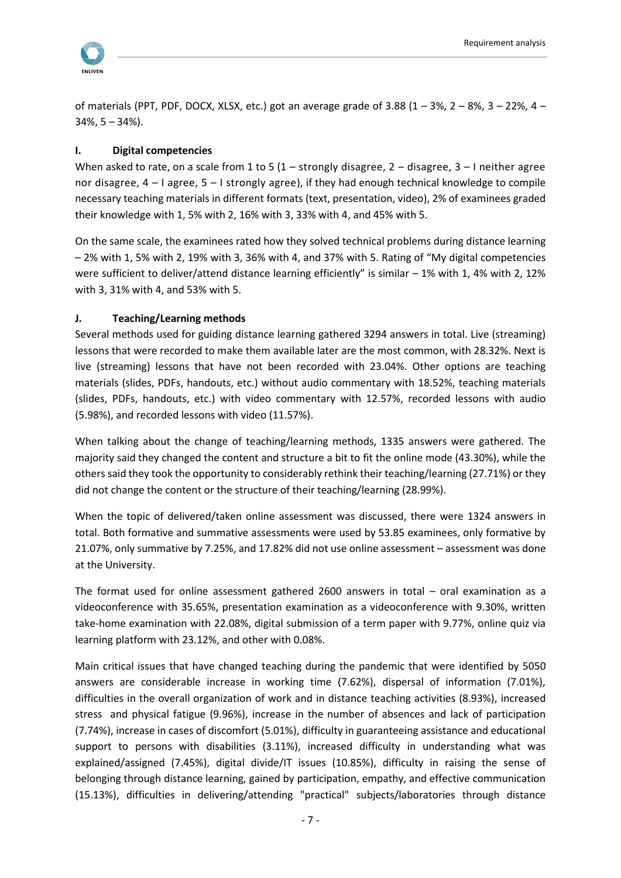of materials (PPT, PDF, DOCX, XLSX, etc.) got an average grade of 3.88 (1 – 3%, 2 – 8%, 3 – 22%, 4 – 34%, 5 – 34%).

### I. Digital competencies

When asked to rate, on a scale from 1 to 5 (1 – strongly disagree, 2 – disagree, 3 – I neither agree nor disagree, 4 – I agree, 5 – I strongly agree), if they had enough technical knowledge to compile necessary teaching materials in different formats (text, presentation, video), 2% of examinees graded their knowledge with 1, 5% with 2, 16% with 3, 33% with 4, and 45% with 5.

On the same scale, the examinees rated how they solved technical problems during distance learning – 2% with 1, 5% with 2, 19% with 3, 36% with 4, and 37% with 5. Rating of "My digital competencies were sufficient to deliver/attend distance learning efficiently" is similar – 1% with 1, 4% with 2, 12% with 3, 31% with 4, and 53% with 5.

### J. Teaching/Learning methods

Several methods used for guiding distance learning gathered 3294 answers in total. Live (streaming) lessons that were recorded to make them available later are the most common, with 28.32%. Next is live (streaming) lessons that have not been recorded with 23.04%. Other options are teaching materials (slides, PDFs, handouts, etc.) without audio commentary with 18.52%, teaching materials (slides, PDFs, handouts, etc.) with video commentary with 12.57%, recorded lessons with audio (5.98%), and recorded lessons with video (11.57%).

When talking about the change of teaching/learning methods, 1335 answers were gathered. The majority said they changed the content and structure a bit to fit the online mode (43.30%), while the others said they took the opportunity to considerably rethink their teaching/learning (27.71%) or they did not change the content or the structure of their teaching/learning (28.99%).

When the topic of delivered/taken online assessment was discussed, there were 1324 answers in total. Both formative and summative assessments were used by 53.85 examinees, only formative by 21.07%, only summative by 7.25%, and 17.82% did not use online assessment – assessment was done at the University.

The format used for online assessment gathered 2600 answers in total – oral examination as a videoconference with 35.65%, presentation examination as a videoconference with 9.30%, written take-home examination with 22.08%, digital submission of a term paper with 9.77%, online quiz via learning platform with 23.12%, and other with 0.08%.

Main critical issues that have changed teaching during the pandemic that were identified by 5050 answers are considerable increase in working time (7.62%), dispersal of information (7.01%), difficulties in the overall organization of work and in distance teaching activities (8.93%), increased stress and physical fatigue (9.96%), increase in the number of absences and lack of participation (7.74%), increase in cases of discomfort (5.01%), difficulty in guaranteeing assistance and educational support to persons with disabilities (3.11%), increased difficulty in understanding what was explained/assigned (7.45%), digital divide/IT issues (10.85%), difficulty in raising the sense of belonging through distance learning, gained by participation, empathy, and effective communication (15.13%), difficulties in delivering/attending "practical" subjects/laboratories through distance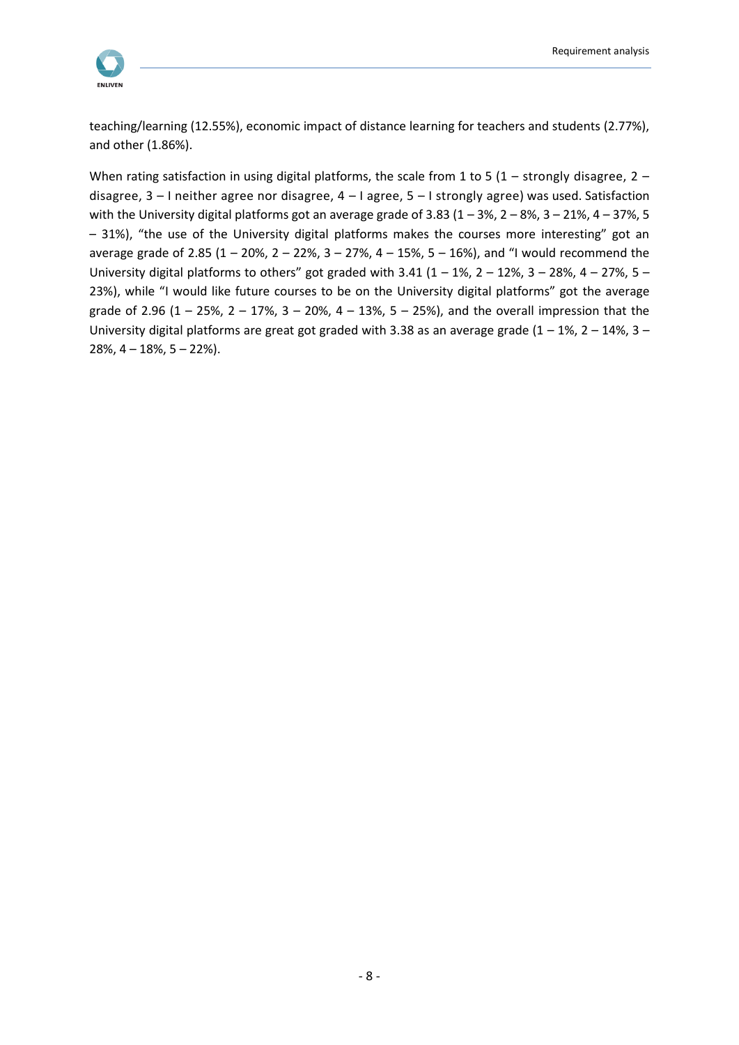teaching/learning (12.55%), economic impact of distance learning for teachers and students (2.77%), and other (1.86%).

When rating satisfaction in using digital platforms, the scale from 1 to 5 (1 – strongly disagree, 2 – disagree, 3 – I neither agree nor disagree, 4 – I agree, 5 – I strongly agree) was used. Satisfaction with the University digital platforms got an average grade of 3.83 (1 – 3%, 2 – 8%, 3 – 21%, 4 – 37%, 5 – 31%), "the use of the University digital platforms makes the courses more interesting" got an average grade of 2.85 (1 – 20%, 2 – 22%, 3 – 27%, 4 – 15%, 5 – 16%), and "I would recommend the University digital platforms to others" got graded with 3.41 (1 – 1%, 2 – 12%, 3 – 28%, 4 – 27%, 5 – 23%), while "I would like future courses to be on the University digital platforms" got the average grade of 2.96 (1 – 25%, 2 – 17%, 3 – 20%, 4 – 13%, 5 – 25%), and the overall impression that the University digital platforms are great got graded with 3.38 as an average grade (1 – 1%, 2 – 14%, 3 – 28%, 4 – 18%, 5 – 22%).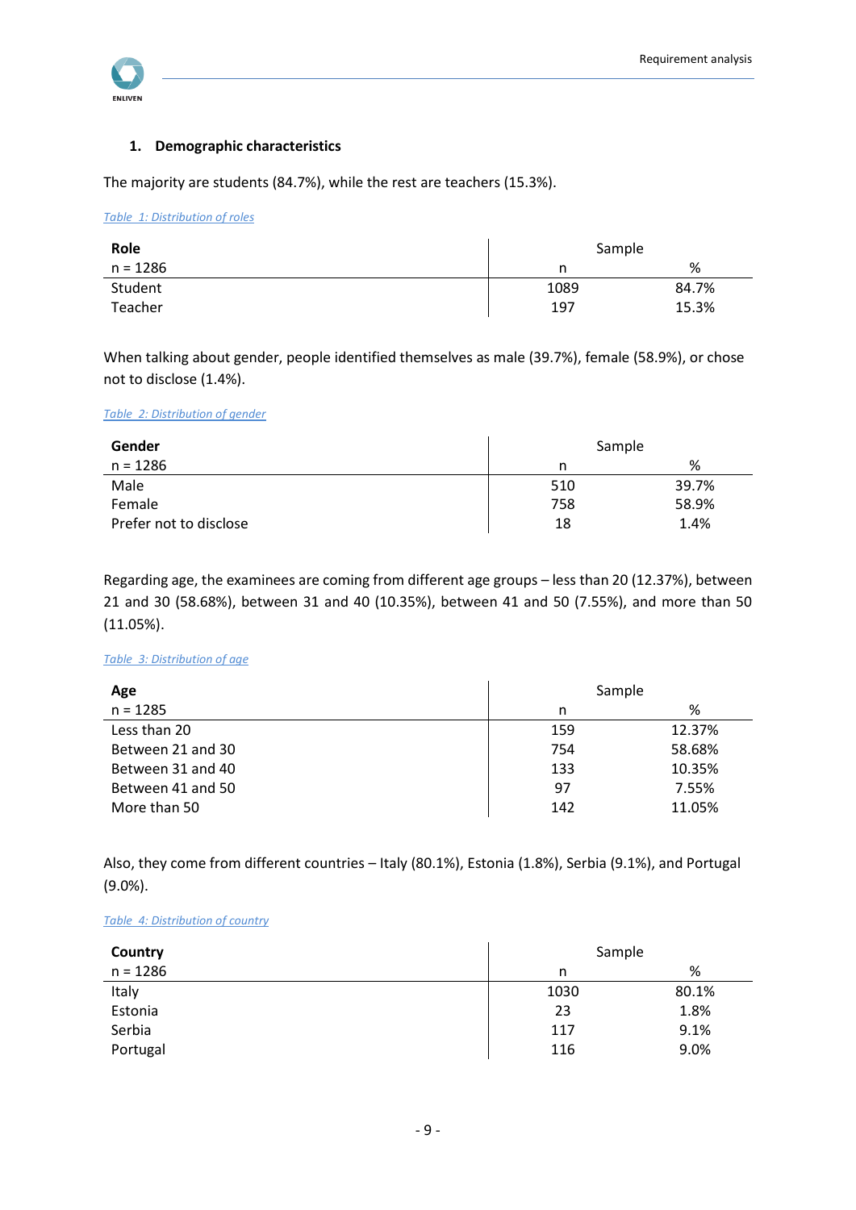### 1. Demographic characteristics

The majority are students (84.7%), while the rest are teachers (15.3%).

*Table 1: Distribution of roles*

| Role | Sample | |
|---|---|---|
| n = 1286 | n | % |
| Student | 1089 | 84.7% |
| Teacher | 197 | 15.3% |

When talking about gender, people identified themselves as male (39.7%), female (58.9%), or chose not to disclose (1.4%).

*Table 2: Distribution of gender*

| Gender | Sample | |
|---|---|---|
| n = 1286 | n | % |
| Male | 510 | 39.7% |
| Female | 758 | 58.9% |
| Prefer not to disclose | 18 | 1.4% |

Regarding age, the examinees are coming from different age groups – less than 20 (12.37%), between 21 and 30 (58.68%), between 31 and 40 (10.35%), between 41 and 50 (7.55%), and more than 50 (11.05%).

*Table 3: Distribution of age*

| Age | Sample | |
|---|---|---|
| n = 1285 | n | % |
| Less than 20 | 159 | 12.37% |
| Between 21 and 30 | 754 | 58.68% |
| Between 31 and 40 | 133 | 10.35% |
| Between 41 and 50 | 97 | 7.55% |
| More than 50 | 142 | 11.05% |

Also, they come from different countries – Italy (80.1%), Estonia (1.8%), Serbia (9.1%), and Portugal (9.0%).

*Table 4: Distribution of country*

| Country | Sample | |
|---|---|---|
| n = 1286 | n | % |
| Italy | 1030 | 80.1% |
| Estonia | 23 | 1.8% |
| Serbia | 117 | 9.1% |
| Portugal | 116 | 9.0% |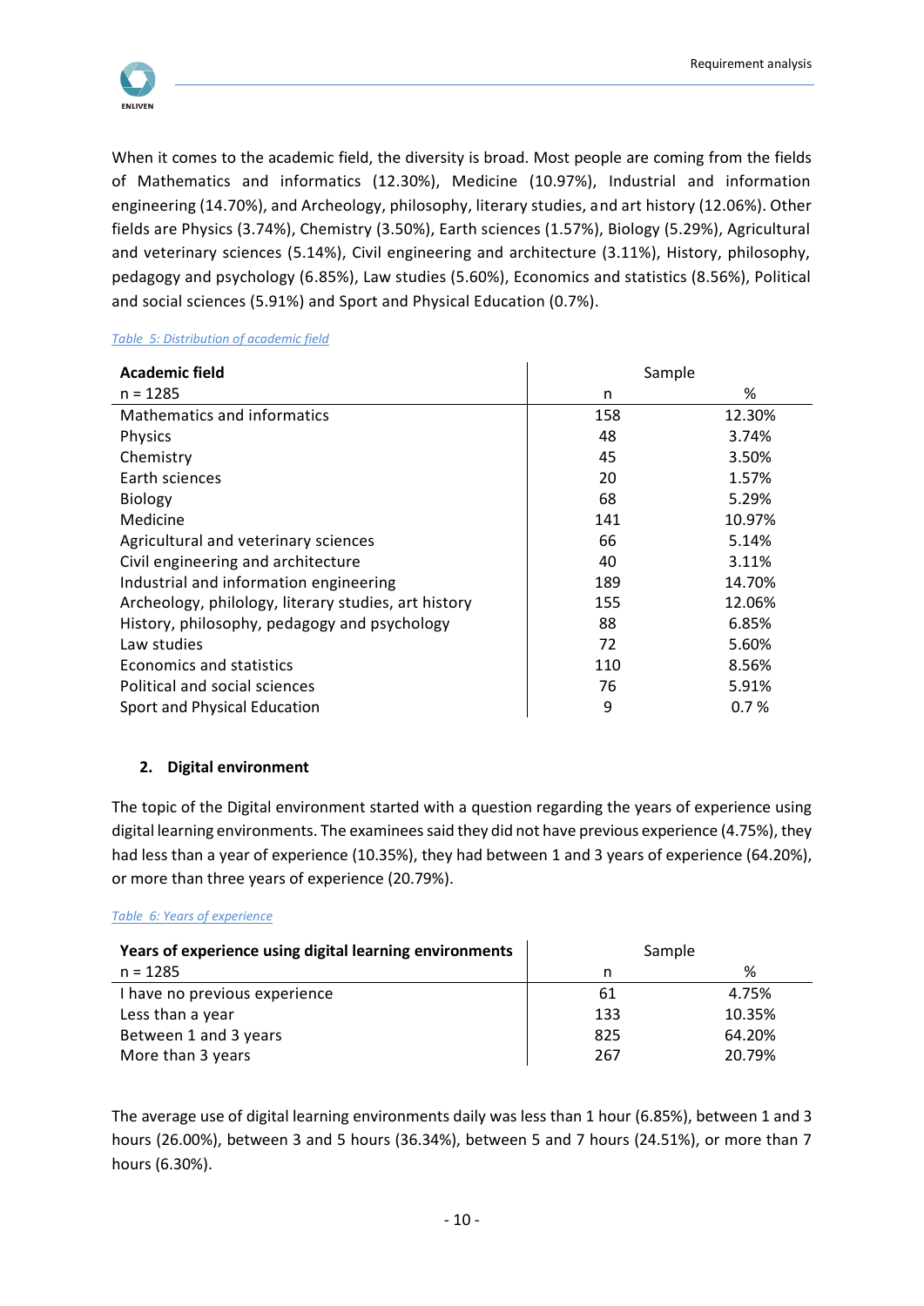When it comes to the academic field, the diversity is broad. Most people are coming from the fields of Mathematics and informatics (12.30%), Medicine (10.97%), Industrial and information engineering (14.70%), and Archeology, philosophy, literary studies, and art history (12.06%). Other fields are Physics (3.74%), Chemistry (3.50%), Earth sciences (1.57%), Biology (5.29%), Agricultural and veterinary sciences (5.14%), Civil engineering and architecture (3.11%), History, philosophy, pedagogy and psychology (6.85%), Law studies (5.60%), Economics and statistics (8.56%), Political and social sciences (5.91%) and Sport and Physical Education (0.7%).

*Table 5: Distribution of academic field*

| **Academic field** | Sample | |
|---|---|---|
| n = 1285 | n | % |
| Mathematics and informatics | 158 | 12.30% |
| Physics | 48 | 3.74% |
| Chemistry | 45 | 3.50% |
| Earth sciences | 20 | 1.57% |
| Biology | 68 | 5.29% |
| Medicine | 141 | 10.97% |
| Agricultural and veterinary sciences | 66 | 5.14% |
| Civil engineering and architecture | 40 | 3.11% |
| Industrial and information engineering | 189 | 14.70% |
| Archeology, philology, literary studies, art history | 155 | 12.06% |
| History, philosophy, pedagogy and psychology | 88 | 6.85% |
| Law studies | 72 | 5.60% |
| Economics and statistics | 110 | 8.56% |
| Political and social sciences | 76 | 5.91% |
| Sport and Physical Education | 9 | 0.7 % |

## 2. Digital environment

The topic of the Digital environment started with a question regarding the years of experience using digital learning environments. The examinees said they did not have previous experience (4.75%), they had less than a year of experience (10.35%), they had between 1 and 3 years of experience (64.20%), or more than three years of experience (20.79%).

*Table 6: Years of experience*

| **Years of experience using digital learning environments** | Sample | |
|---|---|---|
| n = 1285 | n | % |
| I have no previous experience | 61 | 4.75% |
| Less than a year | 133 | 10.35% |
| Between 1 and 3 years | 825 | 64.20% |
| More than 3 years | 267 | 20.79% |

The average use of digital learning environments daily was less than 1 hour (6.85%), between 1 and 3 hours (26.00%), between 3 and 5 hours (36.34%), between 5 and 7 hours (24.51%), or more than 7 hours (6.30%).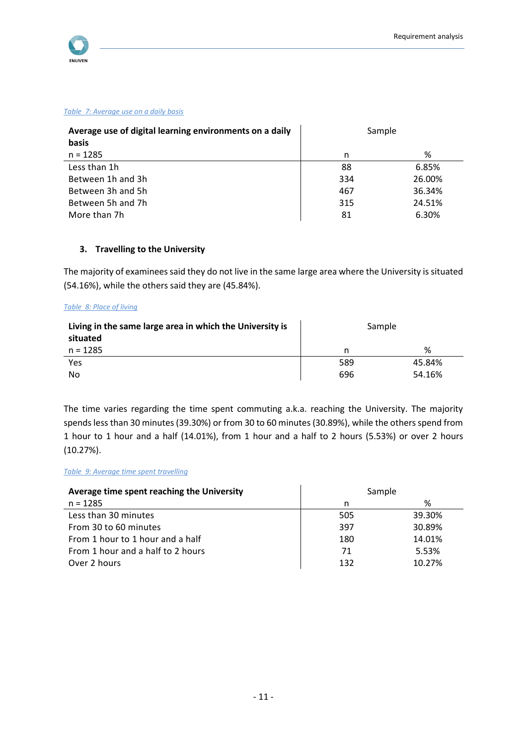*Table 7: Average use on a daily basis*

| **Average use of digital learning environments on a daily basis** | Sample | |
|---|---|---|
| n = 1285 | n | % |
| Less than 1h | 88 | 6.85% |
| Between 1h and 3h | 334 | 26.00% |
| Between 3h and 5h | 467 | 36.34% |
| Between 5h and 7h | 315 | 24.51% |
| More than 7h | 81 | 6.30% |

### 3. Travelling to the University

The majority of examinees said they do not live in the same large area where the University is situated (54.16%), while the others said they are (45.84%).

*Table 8: Place of living*

| **Living in the same large area in which the University is situated** | Sample | |
|---|---|---|
| n = 1285 | n | % |
| Yes | 589 | 45.84% |
| No | 696 | 54.16% |

The time varies regarding the time spent commuting a.k.a. reaching the University. The majority spends less than 30 minutes (39.30%) or from 30 to 60 minutes (30.89%), while the others spend from 1 hour to 1 hour and a half (14.01%), from 1 hour and a half to 2 hours (5.53%) or over 2 hours (10.27%).

*Table 9: Average time spent travelling*

| **Average time spent reaching the University** | Sample | |
|---|---|---|
| n = 1285 | n | % |
| Less than 30 minutes | 505 | 39.30% |
| From 30 to 60 minutes | 397 | 30.89% |
| From 1 hour to 1 hour and a half | 180 | 14.01% |
| From 1 hour and a half to 2 hours | 71 | 5.53% |
| Over 2 hours | 132 | 10.27% |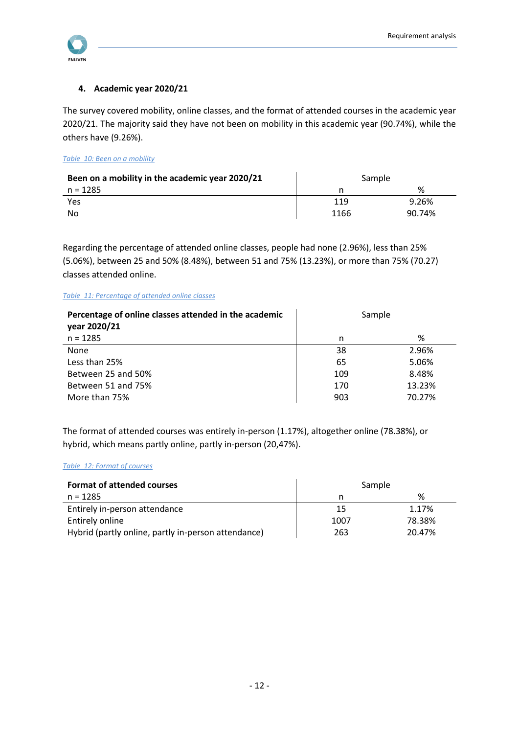#### 4. Academic year 2020/21

The survey covered mobility, online classes, and the format of attended courses in the academic year 2020/21. The majority said they have not been on mobility in this academic year (90.74%), while the others have (9.26%).

*Table 10: Been on a mobility*

| **Been on a mobility in the academic year 2020/21** | Sample | |
|---|---|---|
| n = 1285 | n | % |
| Yes | 119 | 9.26% |
| No | 1166 | 90.74% |

Regarding the percentage of attended online classes, people had none (2.96%), less than 25% (5.06%), between 25 and 50% (8.48%), between 51 and 75% (13.23%), or more than 75% (70.27) classes attended online.

*Table 11: Percentage of attended online classes*

| **Percentage of online classes attended in the academic year 2020/21** | Sample | |
|---|---|---|
| n = 1285 | n | % |
| None | 38 | 2.96% |
| Less than 25% | 65 | 5.06% |
| Between 25 and 50% | 109 | 8.48% |
| Between 51 and 75% | 170 | 13.23% |
| More than 75% | 903 | 70.27% |

The format of attended courses was entirely in-person (1.17%), altogether online (78.38%), or hybrid, which means partly online, partly in-person (20,47%).

*Table 12: Format of courses*

| **Format of attended courses** | Sample | |
|---|---|---|
| n = 1285 | n | % |
| Entirely in-person attendance | 15 | 1.17% |
| Entirely online | 1007 | 78.38% |
| Hybrid (partly online, partly in-person attendance) | 263 | 20.47% |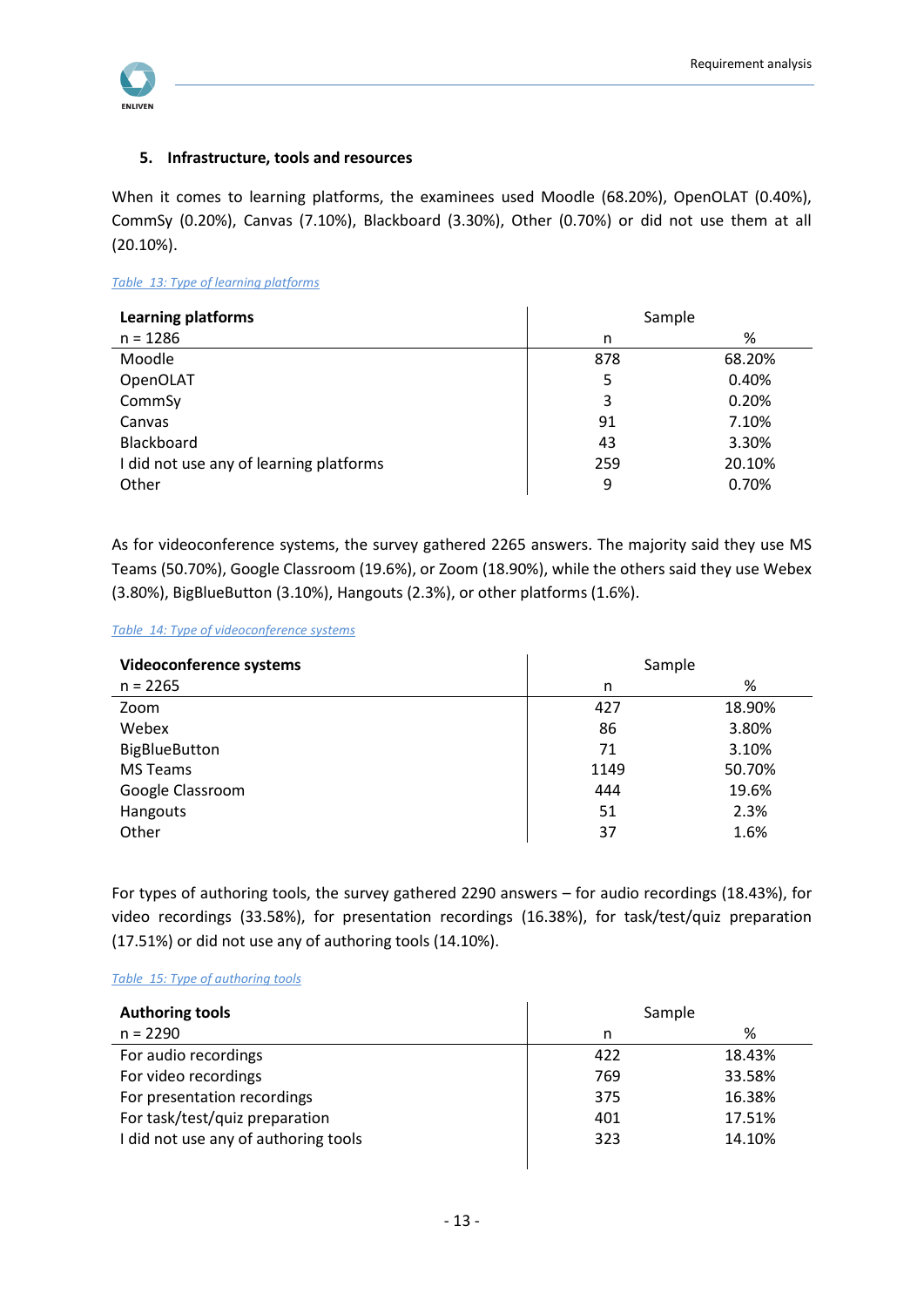## 5. Infrastructure, tools and resources

When it comes to learning platforms, the examinees used Moodle (68.20%), OpenOLAT (0.40%), CommSy (0.20%), Canvas (7.10%), Blackboard (3.30%), Other (0.70%) or did not use them at all (20.10%).

*Table 13: Type of learning platforms*

| **Learning platforms** | Sample | |
|---|---|---|
| n = 1286 | n | % |
| Moodle | 878 | 68.20% |
| OpenOLAT | 5 | 0.40% |
| CommSy | 3 | 0.20% |
| Canvas | 91 | 7.10% |
| Blackboard | 43 | 3.30% |
| I did not use any of learning platforms | 259 | 20.10% |
| Other | 9 | 0.70% |

As for videoconference systems, the survey gathered 2265 answers. The majority said they use MS Teams (50.70%), Google Classroom (19.6%), or Zoom (18.90%), while the others said they use Webex (3.80%), BigBlueButton (3.10%), Hangouts (2.3%), or other platforms (1.6%).

*Table 14: Type of videoconference systems*

| **Videoconference systems** | Sample | |
|---|---|---|
| n = 2265 | n | % |
| Zoom | 427 | 18.90% |
| Webex | 86 | 3.80% |
| BigBlueButton | 71 | 3.10% |
| MS Teams | 1149 | 50.70% |
| Google Classroom | 444 | 19.6% |
| Hangouts | 51 | 2.3% |
| Other | 37 | 1.6% |

For types of authoring tools, the survey gathered 2290 answers – for audio recordings (18.43%), for video recordings (33.58%), for presentation recordings (16.38%), for task/test/quiz preparation (17.51%) or did not use any of authoring tools (14.10%).

*Table 15: Type of authoring tools*

| **Authoring tools** | Sample | |
|---|---|---|
| n = 2290 | n | % |
| For audio recordings | 422 | 18.43% |
| For video recordings | 769 | 33.58% |
| For presentation recordings | 375 | 16.38% |
| For task/test/quiz preparation | 401 | 17.51% |
| I did not use any of authoring tools | 323 | 14.10% |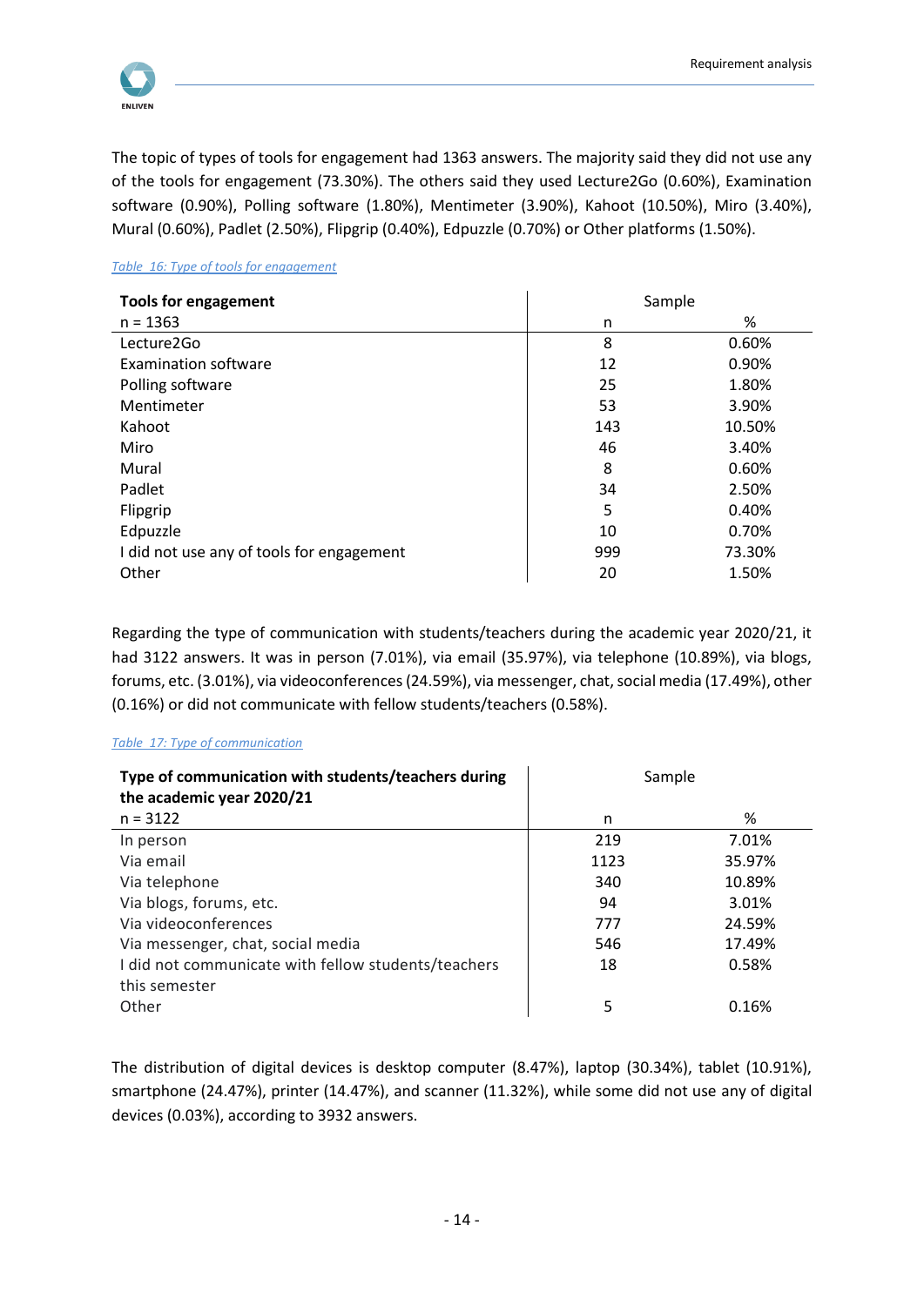The topic of types of tools for engagement had 1363 answers. The majority said they did not use any of the tools for engagement (73.30%). The others said they used Lecture2Go (0.60%), Examination software (0.90%), Polling software (1.80%), Mentimeter (3.90%), Kahoot (10.50%), Miro (3.40%), Mural (0.60%), Padlet (2.50%), Flipgrip (0.40%), Edpuzzle (0.70%) or Other platforms (1.50%).

*Table 16: Type of tools for engagement*

| **Tools for engagement** | Sample | |
|---|---|---|
| n = 1363 | n | % |
| Lecture2Go | 8 | 0.60% |
| Examination software | 12 | 0.90% |
| Polling software | 25 | 1.80% |
| Mentimeter | 53 | 3.90% |
| Kahoot | 143 | 10.50% |
| Miro | 46 | 3.40% |
| Mural | 8 | 0.60% |
| Padlet | 34 | 2.50% |
| Flipgrip | 5 | 0.40% |
| Edpuzzle | 10 | 0.70% |
| I did not use any of tools for engagement | 999 | 73.30% |
| Other | 20 | 1.50% |

Regarding the type of communication with students/teachers during the academic year 2020/21, it had 3122 answers. It was in person (7.01%), via email (35.97%), via telephone (10.89%), via blogs, forums, etc. (3.01%), via videoconferences (24.59%), via messenger, chat, social media (17.49%), other (0.16%) or did not communicate with fellow students/teachers (0.58%).

*Table 17: Type of communication*

| **Type of communication with students/teachers during the academic year 2020/21** | Sample | |
|---|---|---|
| n = 3122 | n | % |
| In person | 219 | 7.01% |
| Via email | 1123 | 35.97% |
| Via telephone | 340 | 10.89% |
| Via blogs, forums, etc. | 94 | 3.01% |
| Via videoconferences | 777 | 24.59% |
| Via messenger, chat, social media | 546 | 17.49% |
| I did not communicate with fellow students/teachers this semester | 18 | 0.58% |
| Other | 5 | 0.16% |

The distribution of digital devices is desktop computer (8.47%), laptop (30.34%), tablet (10.91%), smartphone (24.47%), printer (14.47%), and scanner (11.32%), while some did not use any of digital devices (0.03%), according to 3932 answers.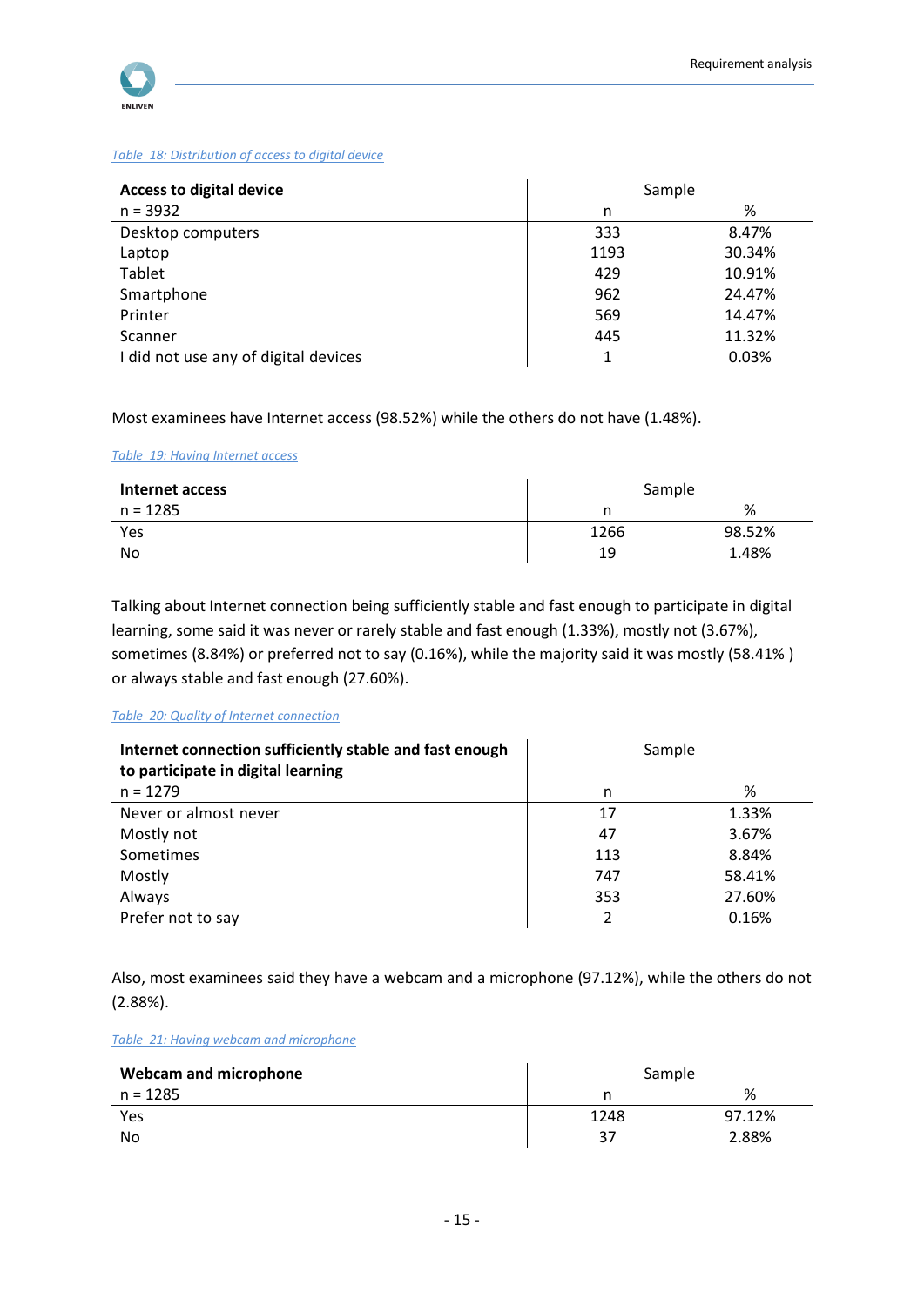Table 18: Distribution of access to digital device

| Access to digital device | Sample | |
|---|---|---|
| n = 3932 | n | % |
| Desktop computers | 333 | 8.47% |
| Laptop | 1193 | 30.34% |
| Tablet | 429 | 10.91% |
| Smartphone | 962 | 24.47% |
| Printer | 569 | 14.47% |
| Scanner | 445 | 11.32% |
| I did not use any of digital devices | 1 | 0.03% |

Most examinees have Internet access (98.52%) while the others do not have (1.48%).

Table 19: Having Internet access

| Internet access | Sample | |
|---|---|---|
| n = 1285 | n | % |
| Yes | 1266 | 98.52% |
| No | 19 | 1.48% |

Talking about Internet connection being sufficiently stable and fast enough to participate in digital learning, some said it was never or rarely stable and fast enough (1.33%), mostly not (3.67%), sometimes (8.84%) or preferred not to say (0.16%), while the majority said it was mostly (58.41% ) or always stable and fast enough (27.60%).

Table 20: Quality of Internet connection

| Internet connection sufficiently stable and fast enough to participate in digital learning | Sample | |
|---|---|---|
| n = 1279 | n | % |
| Never or almost never | 17 | 1.33% |
| Mostly not | 47 | 3.67% |
| Sometimes | 113 | 8.84% |
| Mostly | 747 | 58.41% |
| Always | 353 | 27.60% |
| Prefer not to say | 2 | 0.16% |

Also, most examinees said they have a webcam and a microphone (97.12%), while the others do not (2.88%).

Table 21: Having webcam and microphone

| Webcam and microphone | Sample | |
|---|---|---|
| n = 1285 | n | % |
| Yes | 1248 | 97.12% |
| No | 37 | 2.88% |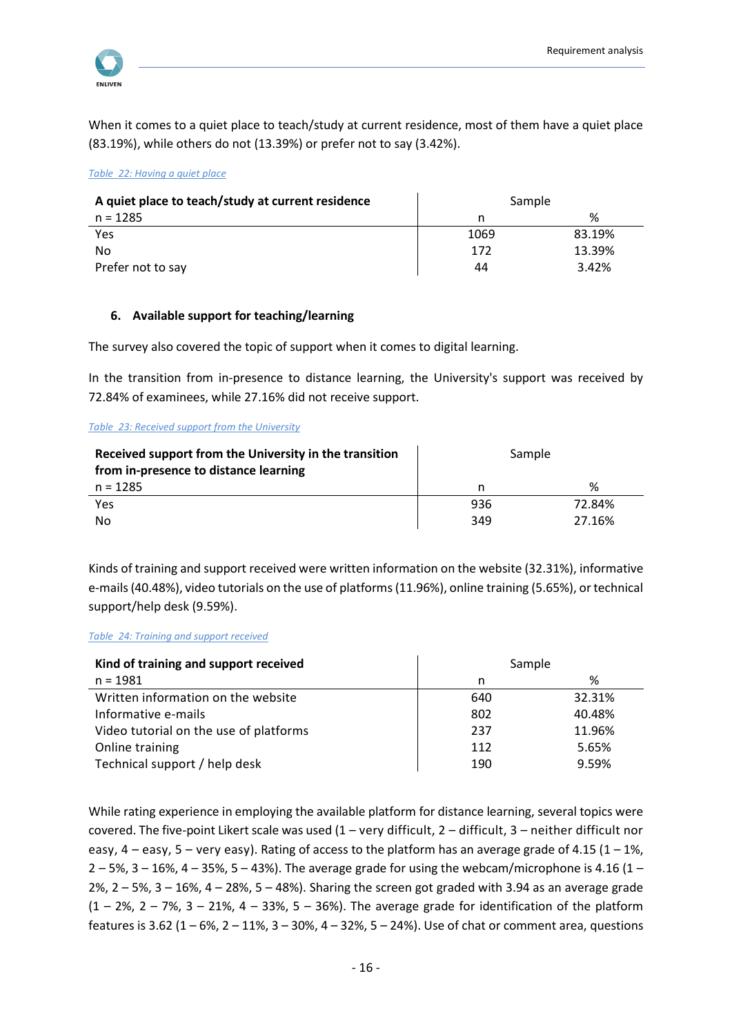When it comes to a quiet place to teach/study at current residence, most of them have a quiet place (83.19%), while others do not (13.39%) or prefer not to say (3.42%).

*Table 22: Having a quiet place*

| A quiet place to teach/study at current residence | Sample | |
|---|---|---|
| n = 1285 | n | % |
| Yes | 1069 | 83.19% |
| No | 172 | 13.39% |
| Prefer not to say | 44 | 3.42% |

## 6. Available support for teaching/learning

The survey also covered the topic of support when it comes to digital learning.

In the transition from in-presence to distance learning, the University's support was received by 72.84% of examinees, while 27.16% did not receive support.

*Table 23: Received support from the University*

| Received support from the University in the transition from in-presence to distance learning | Sample | |
|---|---|---|
| n = 1285 | n | % |
| Yes | 936 | 72.84% |
| No | 349 | 27.16% |

Kinds of training and support received were written information on the website (32.31%), informative e-mails (40.48%), video tutorials on the use of platforms (11.96%), online training (5.65%), or technical support/help desk (9.59%).

*Table 24: Training and support received*

| Kind of training and support received | Sample | |
|---|---|---|
| n = 1981 | n | % |
| Written information on the website | 640 | 32.31% |
| Informative e-mails | 802 | 40.48% |
| Video tutorial on the use of platforms | 237 | 11.96% |
| Online training | 112 | 5.65% |
| Technical support / help desk | 190 | 9.59% |

While rating experience in employing the available platform for distance learning, several topics were covered. The five-point Likert scale was used (1 – very difficult, 2 – difficult, 3 – neither difficult nor easy, 4 – easy, 5 – very easy). Rating of access to the platform has an average grade of 4.15 (1 – 1%, 2 – 5%, 3 – 16%, 4 – 35%, 5 – 43%). The average grade for using the webcam/microphone is 4.16 (1 – 2%, 2 – 5%, 3 – 16%, 4 – 28%, 5 – 48%). Sharing the screen got graded with 3.94 as an average grade (1 – 2%, 2 – 7%, 3 – 21%, 4 – 33%, 5 – 36%). The average grade for identification of the platform features is 3.62 (1 – 6%, 2 – 11%, 3 – 30%, 4 – 32%, 5 – 24%). Use of chat or comment area, questions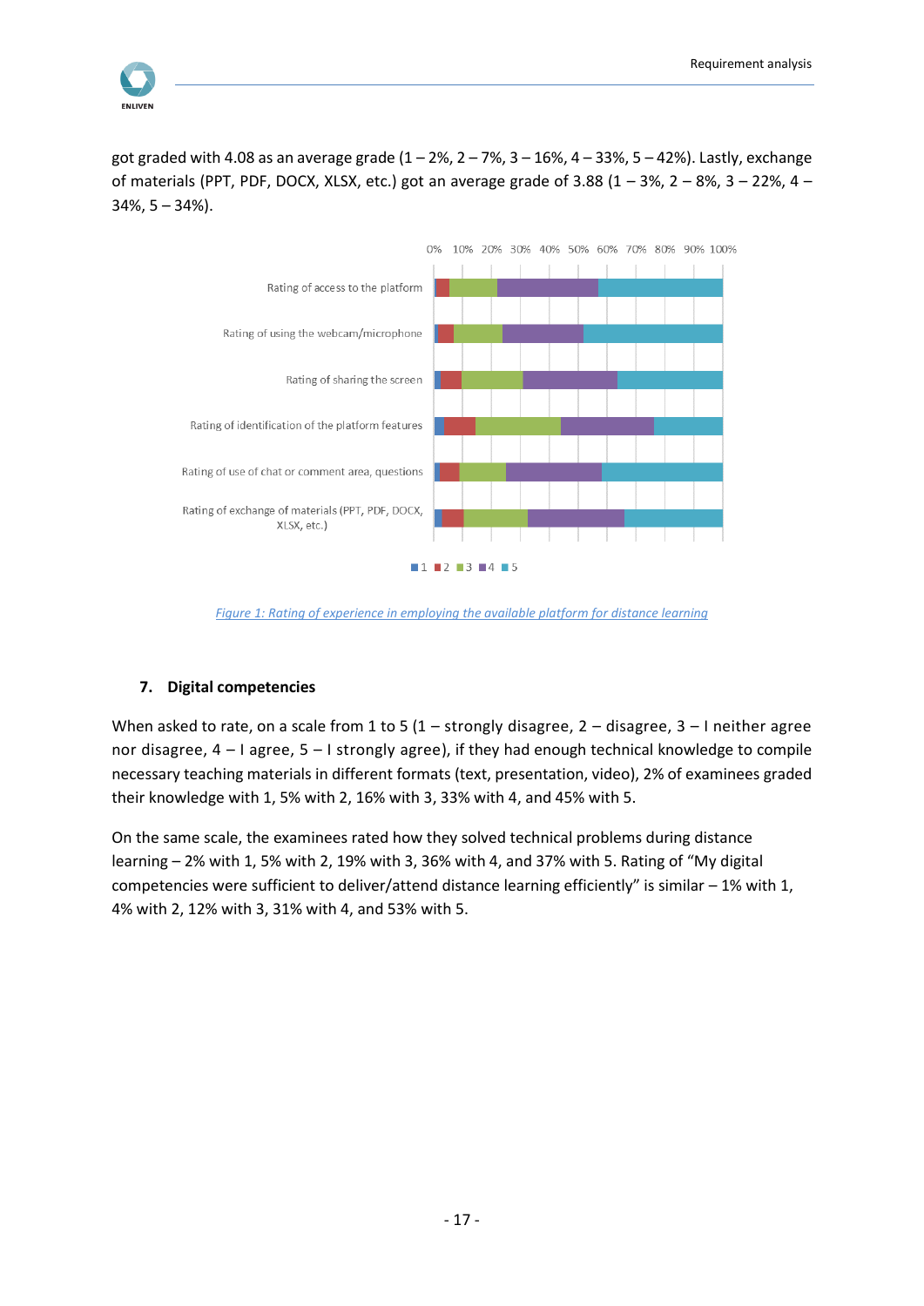got graded with 4.08 as an average grade (1 – 2%, 2 – 7%, 3 – 16%, 4 – 33%, 5 – 42%). Lastly, exchange of materials (PPT, PDF, DOCX, XLSX, etc.) got an average grade of 3.88 (1 – 3%, 2 – 8%, 3 – 22%, 4 – 34%, 5 – 34%).

*Figure 1: Rating of experience in employing the available platform for distance learning*

## 7. Digital competencies

When asked to rate, on a scale from 1 to 5 (1 – strongly disagree, 2 – disagree, 3 – I neither agree nor disagree, 4 – I agree, 5 – I strongly agree), if they had enough technical knowledge to compile necessary teaching materials in different formats (text, presentation, video), 2% of examinees graded their knowledge with 1, 5% with 2, 16% with 3, 33% with 4, and 45% with 5.

On the same scale, the examinees rated how they solved technical problems during distance learning – 2% with 1, 5% with 2, 19% with 3, 36% with 4, and 37% with 5. Rating of "My digital competencies were sufficient to deliver/attend distance learning efficiently" is similar – 1% with 1, 4% with 2, 12% with 3, 31% with 4, and 53% with 5.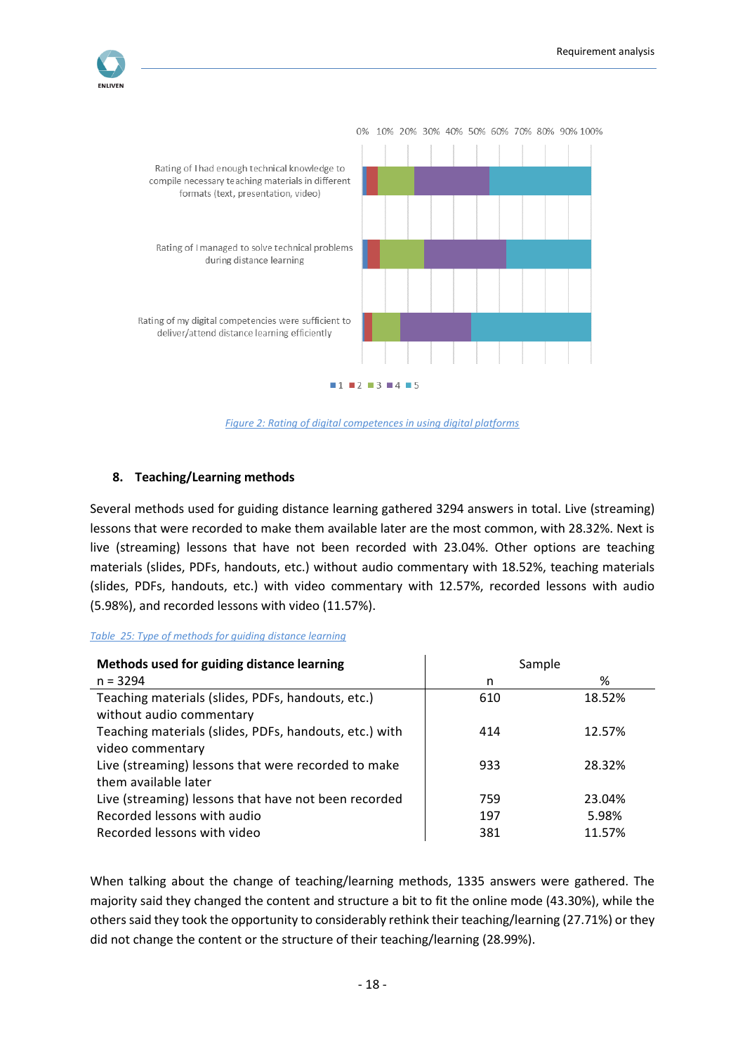Figure 2: Rating of digital competences in using digital platforms

## 8. Teaching/Learning methods

Several methods used for guiding distance learning gathered 3294 answers in total. Live (streaming) lessons that were recorded to make them available later are the most common, with 28.32%. Next is live (streaming) lessons that have not been recorded with 23.04%. Other options are teaching materials (slides, PDFs, handouts, etc.) without audio commentary with 18.52%, teaching materials (slides, PDFs, handouts, etc.) with video commentary with 12.57%, recorded lessons with audio (5.98%), and recorded lessons with video (11.57%).

*Table 25: Type of methods for guiding distance learning*

| **Methods used for guiding distance learning** | Sample | |
|---|---|---|
| n = 3294 | n | % |
| Teaching materials (slides, PDFs, handouts, etc.) without audio commentary | 610 | 18.52% |
| Teaching materials (slides, PDFs, handouts, etc.) with video commentary | 414 | 12.57% |
| Live (streaming) lessons that were recorded to make them available later | 933 | 28.32% |
| Live (streaming) lessons that have not been recorded | 759 | 23.04% |
| Recorded lessons with audio | 197 | 5.98% |
| Recorded lessons with video | 381 | 11.57% |

When talking about the change of teaching/learning methods, 1335 answers were gathered. The majority said they changed the content and structure a bit to fit the online mode (43.30%), while the others said they took the opportunity to considerably rethink their teaching/learning (27.71%) or they did not change the content or the structure of their teaching/learning (28.99%).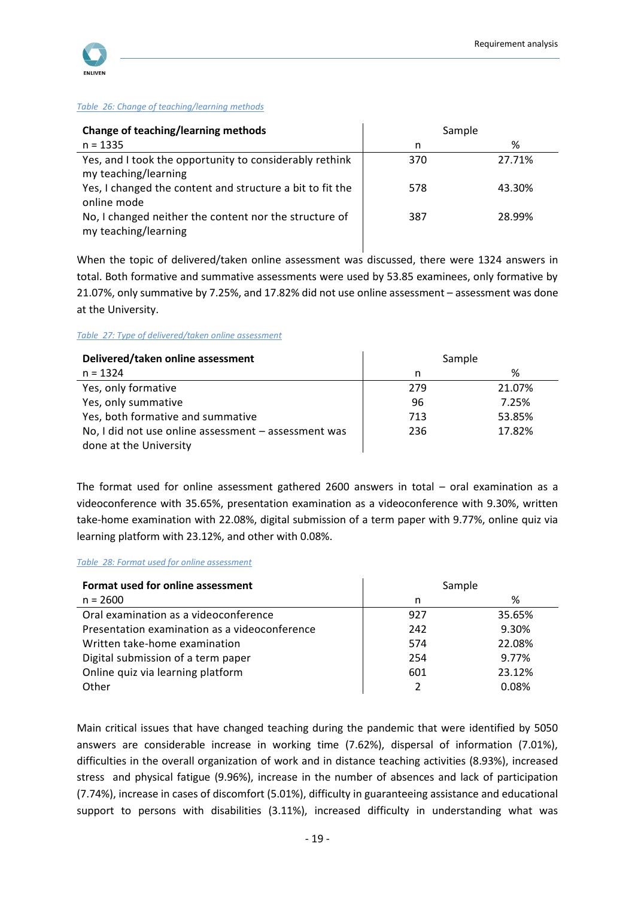*Table 26: Change of teaching/learning methods*

| **Change of teaching/learning methods** | Sample | |
|---|---|---|
| n = 1335 | n | % |
| Yes, and I took the opportunity to considerably rethink my teaching/learning | 370 | 27.71% |
| Yes, I changed the content and structure a bit to fit the online mode | 578 | 43.30% |
| No, I changed neither the content nor the structure of my teaching/learning | 387 | 28.99% |

When the topic of delivered/taken online assessment was discussed, there were 1324 answers in total. Both formative and summative assessments were used by 53.85 examinees, only formative by 21.07%, only summative by 7.25%, and 17.82% did not use online assessment – assessment was done at the University.

*Table 27: Type of delivered/taken online assessment*

| **Delivered/taken online assessment** | Sample | |
|---|---|---|
| n = 1324 | n | % |
| Yes, only formative | 279 | 21.07% |
| Yes, only summative | 96 | 7.25% |
| Yes, both formative and summative | 713 | 53.85% |
| No, I did not use online assessment – assessment was done at the University | 236 | 17.82% |

The format used for online assessment gathered 2600 answers in total – oral examination as a videoconference with 35.65%, presentation examination as a videoconference with 9.30%, written take-home examination with 22.08%, digital submission of a term paper with 9.77%, online quiz via learning platform with 23.12%, and other with 0.08%.

*Table 28: Format used for online assessment*

| **Format used for online assessment** | Sample | |
|---|---|---|
| n = 2600 | n | % |
| Oral examination as a videoconference | 927 | 35.65% |
| Presentation examination as a videoconference | 242 | 9.30% |
| Written take-home examination | 574 | 22.08% |
| Digital submission of a term paper | 254 | 9.77% |
| Online quiz via learning platform | 601 | 23.12% |
| Other | 2 | 0.08% |

Main critical issues that have changed teaching during the pandemic that were identified by 5050 answers are considerable increase in working time (7.62%), dispersal of information (7.01%), difficulties in the overall organization of work and in distance teaching activities (8.93%), increased stress and physical fatigue (9.96%), increase in the number of absences and lack of participation (7.74%), increase in cases of discomfort (5.01%), difficulty in guaranteeing assistance and educational support to persons with disabilities (3.11%), increased difficulty in understanding what was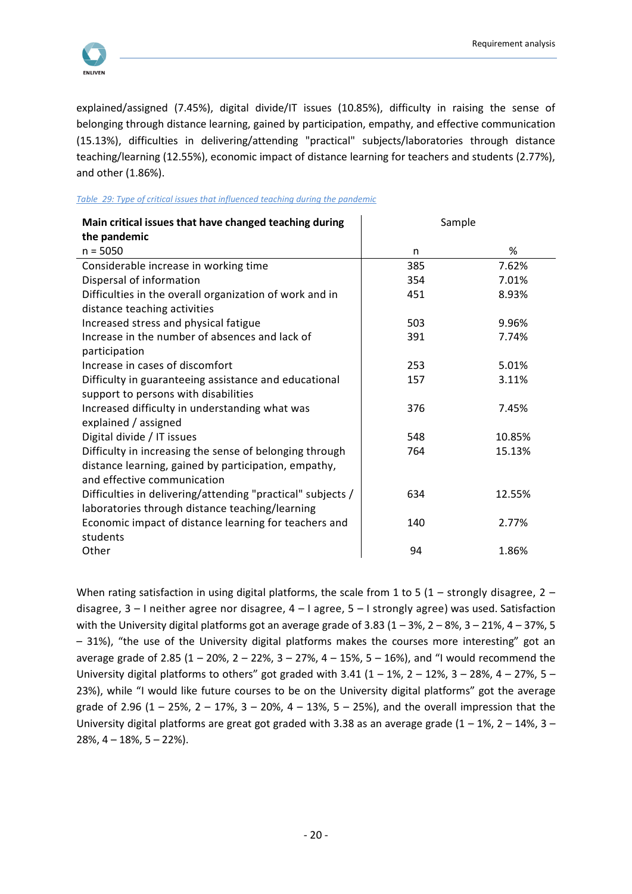explained/assigned (7.45%), digital divide/IT issues (10.85%), difficulty in raising the sense of belonging through distance learning, gained by participation, empathy, and effective communication (15.13%), difficulties in delivering/attending "practical" subjects/laboratories through distance teaching/learning (12.55%), economic impact of distance learning for teachers and students (2.77%), and other (1.86%).

*Table 29: Type of critical issues that influenced teaching during the pandemic*

| **Main critical issues that have changed teaching during the pandemic** | Sample | |
|---|---|---|
| n = 5050 | n | % |
| Considerable increase in working time | 385 | 7.62% |
| Dispersal of information | 354 | 7.01% |
| Difficulties in the overall organization of work and in distance teaching activities | 451 | 8.93% |
| Increased stress and physical fatigue | 503 | 9.96% |
| Increase in the number of absences and lack of participation | 391 | 7.74% |
| Increase in cases of discomfort | 253 | 5.01% |
| Difficulty in guaranteeing assistance and educational support to persons with disabilities | 157 | 3.11% |
| Increased difficulty in understanding what was explained / assigned | 376 | 7.45% |
| Digital divide / IT issues | 548 | 10.85% |
| Difficulty in increasing the sense of belonging through distance learning, gained by participation, empathy, and effective communication | 764 | 15.13% |
| Difficulties in delivering/attending "practical" subjects / laboratories through distance teaching/learning | 634 | 12.55% |
| Economic impact of distance learning for teachers and students | 140 | 2.77% |
| Other | 94 | 1.86% |

When rating satisfaction in using digital platforms, the scale from 1 to 5 (1 – strongly disagree, 2 – disagree, 3 – I neither agree nor disagree, 4 – I agree, 5 – I strongly agree) was used. Satisfaction with the University digital platforms got an average grade of 3.83 (1 – 3%, 2 – 8%, 3 – 21%, 4 – 37%, 5 – 31%), "the use of the University digital platforms makes the courses more interesting" got an average grade of 2.85 (1 – 20%, 2 – 22%, 3 – 27%, 4 – 15%, 5 – 16%), and "I would recommend the University digital platforms to others" got graded with 3.41 (1 – 1%, 2 – 12%, 3 – 28%, 4 – 27%, 5 – 23%), while "I would like future courses to be on the University digital platforms" got the average grade of 2.96 (1 – 25%, 2 – 17%, 3 – 20%, 4 – 13%, 5 – 25%), and the overall impression that the University digital platforms are great got graded with 3.38 as an average grade (1 – 1%, 2 – 14%, 3 – 28%, 4 – 18%, 5 – 22%).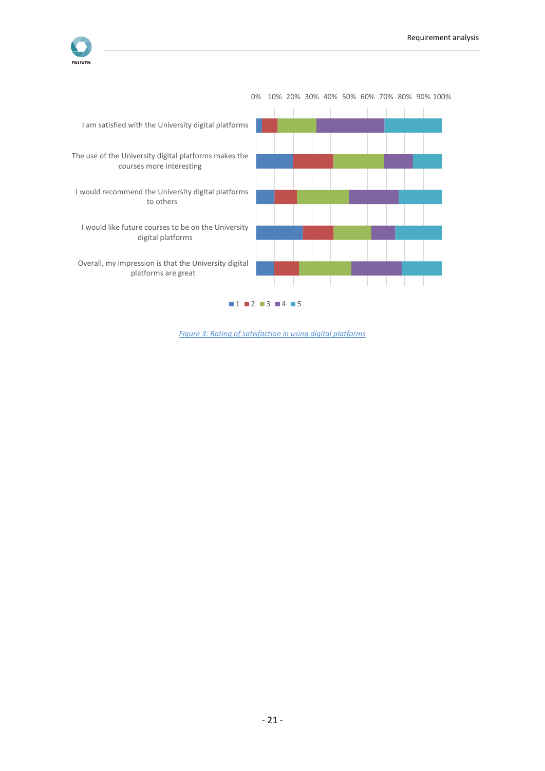0% 10% 20% 30% 40% 50% 60% 70% 80% 90% 100%

I am satisfied with the University digital platforms

The use of the University digital platforms makes the courses more interesting

I would recommend the University digital platforms to others

I would like future courses to be on the University digital platforms

Overall, my impression is that the University digital platforms are great

1 2 3 4 5

*Figure 3: Rating of satisfaction in using digital platforms*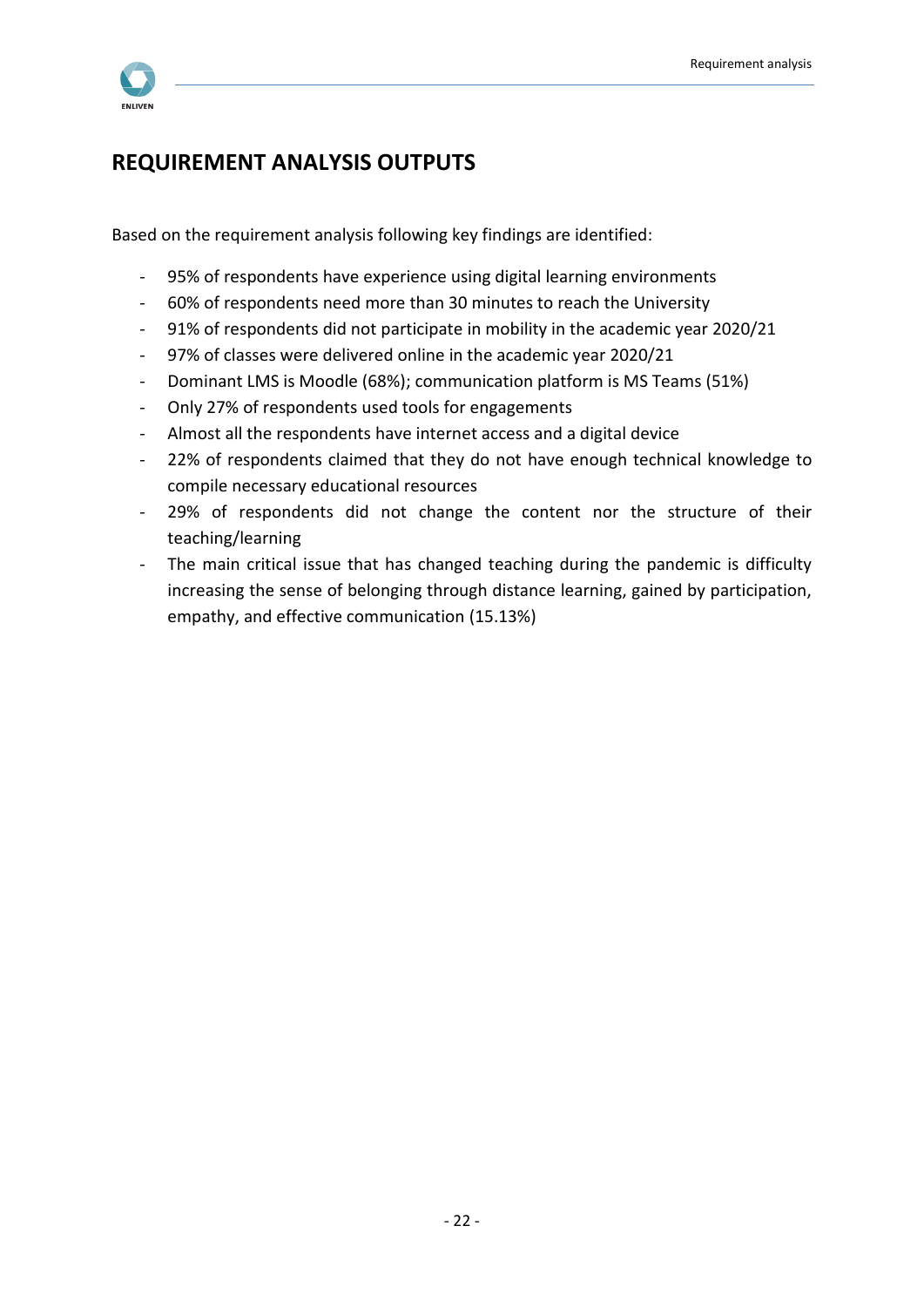## REQUIREMENT ANALYSIS OUTPUTS

Based on the requirement analysis following key findings are identified:

- 95% of respondents have experience using digital learning environments
- 60% of respondents need more than 30 minutes to reach the University
- 91% of respondents did not participate in mobility in the academic year 2020/21
- 97% of classes were delivered online in the academic year 2020/21
- Dominant LMS is Moodle (68%); communication platform is MS Teams (51%)
- Only 27% of respondents used tools for engagements
- Almost all the respondents have internet access and a digital device
- 22% of respondents claimed that they do not have enough technical knowledge to compile necessary educational resources
- 29% of respondents did not change the content nor the structure of their teaching/learning
- The main critical issue that has changed teaching during the pandemic is difficulty increasing the sense of belonging through distance learning, gained by participation, empathy, and effective communication (15.13%)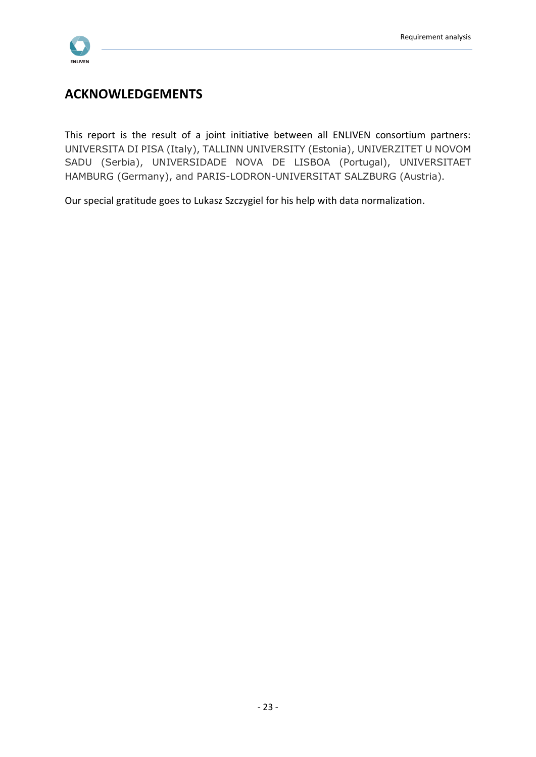## ACKNOWLEDGEMENTS

This report is the result of a joint initiative between all ENLIVEN consortium partners: UNIVERSITA DI PISA (Italy), TALLINN UNIVERSITY (Estonia), UNIVERZITET U NOVOM SADU (Serbia), UNIVERSIDADE NOVA DE LISBOA (Portugal), UNIVERSITAET HAMBURG (Germany), and PARIS-LODRON-UNIVERSITAT SALZBURG (Austria).

Our special gratitude goes to Lukasz Szczygiel for his help with data normalization.